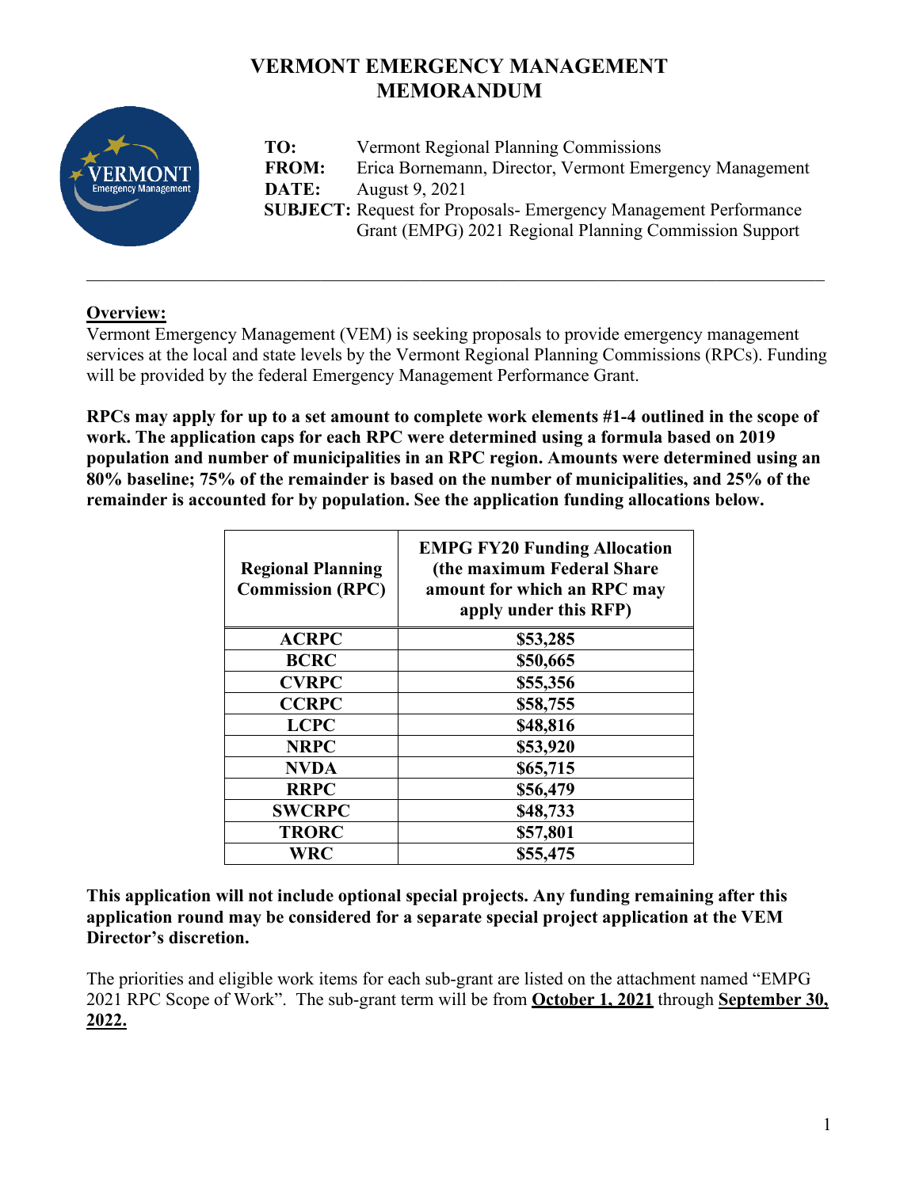# VERMONT EMERGENCY MANAGEMENT MEMORANDUM

**TO:** Vermont Regional Planning Commissions
**FROM:** Erica Bornemann, Director, Vermont Emergency Management
**DATE:** August 9, 2021
**SUBJECT:** Request for Proposals- Emergency Management Performance Grant (EMPG) 2021 Regional Planning Commission Support

---

**Overview:**

Vermont Emergency Management (VEM) is seeking proposals to provide emergency management services at the local and state levels by the Vermont Regional Planning Commissions (RPCs). Funding will be provided by the federal Emergency Management Performance Grant.

**RPCs may apply for up to a set amount to complete work elements #1-4 outlined in the scope of work. The application caps for each RPC were determined using a formula based on 2019 population and number of municipalities in an RPC region. Amounts were determined using an 80% baseline; 75% of the remainder is based on the number of municipalities, and 25% of the remainder is accounted for by population. See the application funding allocations below.**

| Regional Planning Commission (RPC) | EMPG FY20 Funding Allocation (the maximum Federal Share amount for which an RPC may apply under this RFP) |
|---|---|
| ACRPC | $53,285 |
| BCRC | $50,665 |
| CVRPC | $55,356 |
| CCRPC | $58,755 |
| LCPC | $48,816 |
| NRPC | $53,920 |
| NVDA | $65,715 |
| RRPC | $56,479 |
| SWCRPC | $48,733 |
| TRORC | $57,801 |
| WRC | $55,475 |

**This application will not include optional special projects. Any funding remaining after this application round may be considered for a separate special project application at the VEM Director's discretion.**

The priorities and eligible work items for each sub-grant are listed on the attachment named "EMPG 2021 RPC Scope of Work". The sub-grant term will be from **October 1, 2021** through **September 30, 2022.**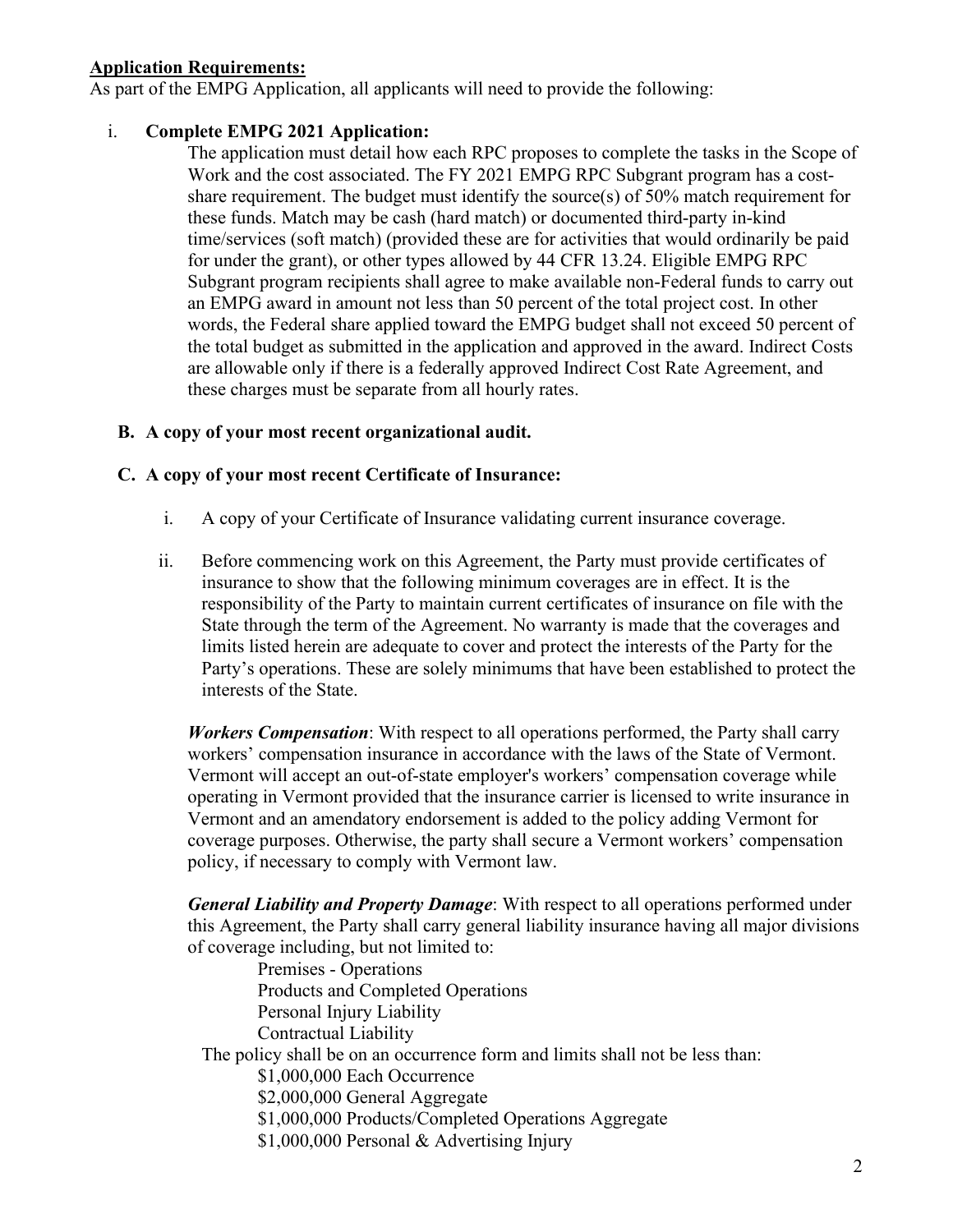**Application Requirements:**

As part of the EMPG Application, all applicants will need to provide the following:

i. **Complete EMPG 2021 Application:**

The application must detail how each RPC proposes to complete the tasks in the Scope of Work and the cost associated. The FY 2021 EMPG RPC Subgrant program has a cost-share requirement. The budget must identify the source(s) of 50% match requirement for these funds. Match may be cash (hard match) or documented third-party in-kind time/services (soft match) (provided these are for activities that would ordinarily be paid for under the grant), or other types allowed by 44 CFR 13.24. Eligible EMPG RPC Subgrant program recipients shall agree to make available non-Federal funds to carry out an EMPG award in amount not less than 50 percent of the total project cost. In other words, the Federal share applied toward the EMPG budget shall not exceed 50 percent of the total budget as submitted in the application and approved in the award. Indirect Costs are allowable only if there is a federally approved Indirect Cost Rate Agreement, and these charges must be separate from all hourly rates.

**B. A copy of your most recent organizational audit.**

**C. A copy of your most recent Certificate of Insurance:**

i. A copy of your Certificate of Insurance validating current insurance coverage.

ii. Before commencing work on this Agreement, the Party must provide certificates of insurance to show that the following minimum coverages are in effect. It is the responsibility of the Party to maintain current certificates of insurance on file with the State through the term of the Agreement. No warranty is made that the coverages and limits listed herein are adequate to cover and protect the interests of the Party for the Party's operations. These are solely minimums that have been established to protect the interests of the State.

***Workers Compensation***: With respect to all operations performed, the Party shall carry workers' compensation insurance in accordance with the laws of the State of Vermont. Vermont will accept an out-of-state employer's workers' compensation coverage while operating in Vermont provided that the insurance carrier is licensed to write insurance in Vermont and an amendatory endorsement is added to the policy adding Vermont for coverage purposes. Otherwise, the party shall secure a Vermont workers' compensation policy, if necessary to comply with Vermont law.

***General Liability and Property Damage***: With respect to all operations performed under this Agreement, the Party shall carry general liability insurance having all major divisions of coverage including, but not limited to:

Premises - Operations
Products and Completed Operations
Personal Injury Liability
Contractual Liability

The policy shall be on an occurrence form and limits shall not be less than:

$1,000,000 Each Occurrence
$2,000,000 General Aggregate
$1,000,000 Products/Completed Operations Aggregate
$1,000,000 Personal & Advertising Injury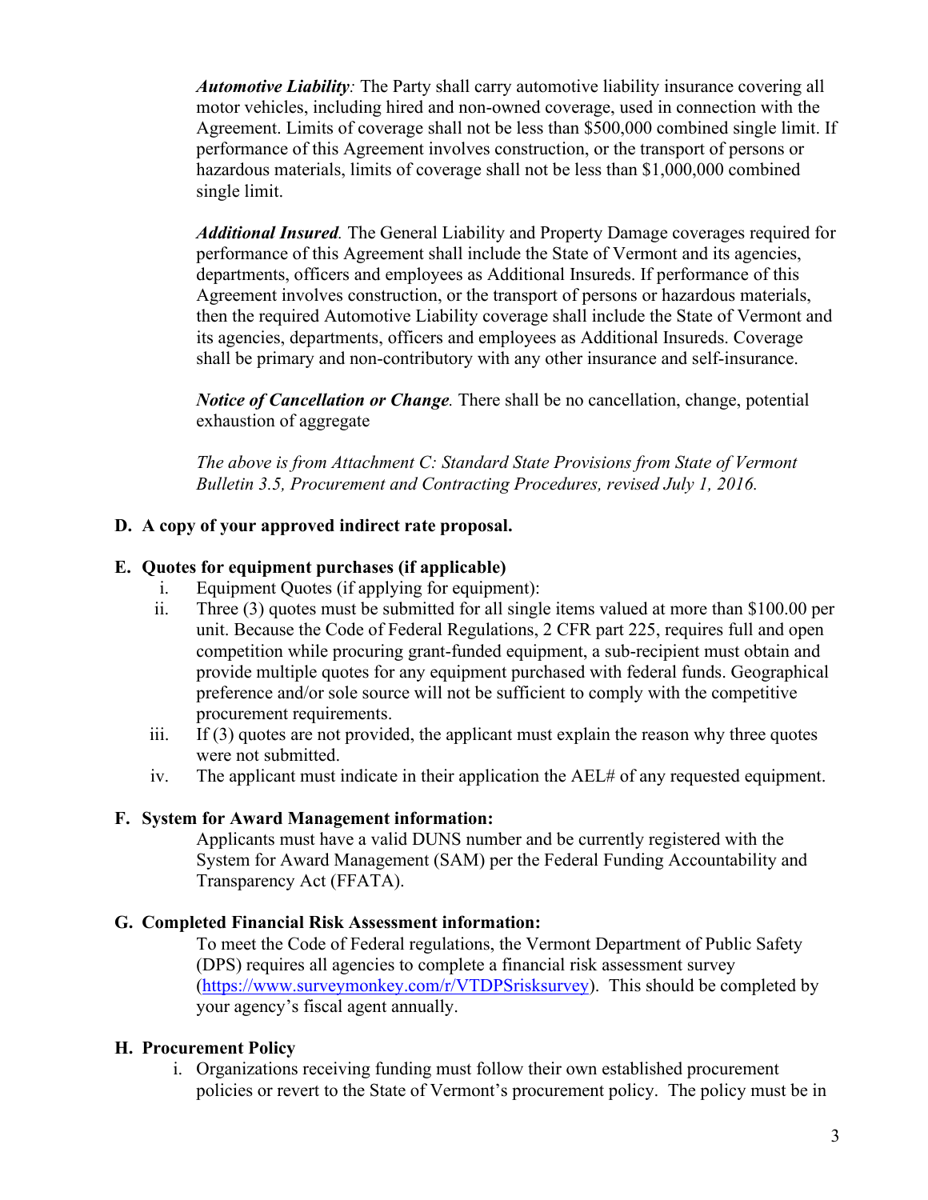***Automotive Liability**:* The Party shall carry automotive liability insurance covering all motor vehicles, including hired and non-owned coverage, used in connection with the Agreement. Limits of coverage shall not be less than $500,000 combined single limit. If performance of this Agreement involves construction, or the transport of persons or hazardous materials, limits of coverage shall not be less than $1,000,000 combined single limit.

***Additional Insured**.* The General Liability and Property Damage coverages required for performance of this Agreement shall include the State of Vermont and its agencies, departments, officers and employees as Additional Insureds. If performance of this Agreement involves construction, or the transport of persons or hazardous materials, then the required Automotive Liability coverage shall include the State of Vermont and its agencies, departments, officers and employees as Additional Insureds. Coverage shall be primary and non-contributory with any other insurance and self-insurance.

***Notice of Cancellation or Change**.* There shall be no cancellation, change, potential exhaustion of aggregate

*The above is from Attachment C: Standard State Provisions from State of Vermont Bulletin 3.5, Procurement and Contracting Procedures, revised July 1, 2016.*

**D. A copy of your approved indirect rate proposal.**

**E. Quotes for equipment purchases (if applicable)**

i. Equipment Quotes (if applying for equipment):

ii. Three (3) quotes must be submitted for all single items valued at more than $100.00 per unit. Because the Code of Federal Regulations, 2 CFR part 225, requires full and open competition while procuring grant-funded equipment, a sub-recipient must obtain and provide multiple quotes for any equipment purchased with federal funds. Geographical preference and/or sole source will not be sufficient to comply with the competitive procurement requirements.

iii. If (3) quotes are not provided, the applicant must explain the reason why three quotes were not submitted.

iv. The applicant must indicate in their application the AEL# of any requested equipment.

**F. System for Award Management information:**

Applicants must have a valid DUNS number and be currently registered with the System for Award Management (SAM) per the Federal Funding Accountability and Transparency Act (FFATA).

**G. Completed Financial Risk Assessment information:**

To meet the Code of Federal regulations, the Vermont Department of Public Safety (DPS) requires all agencies to complete a financial risk assessment survey (https://www.surveymonkey.com/r/VTDPSrisksurvey). This should be completed by your agency's fiscal agent annually.

**H. Procurement Policy**

i. Organizations receiving funding must follow their own established procurement policies or revert to the State of Vermont's procurement policy. The policy must be in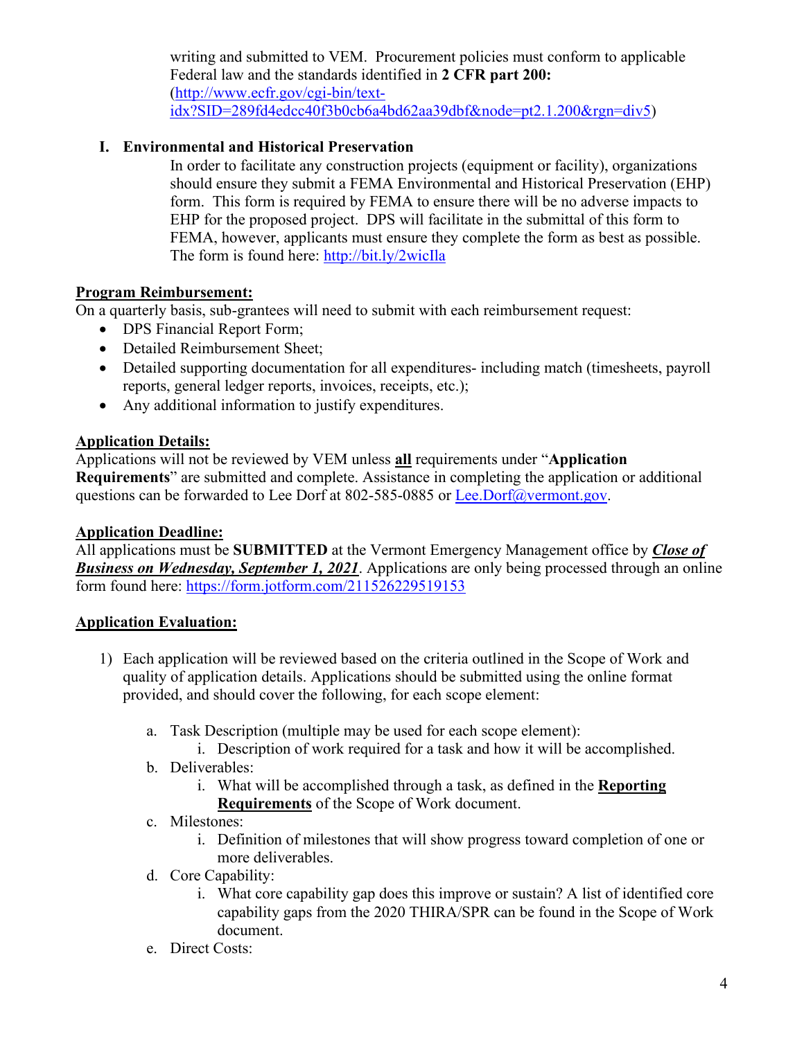writing and submitted to VEM. Procurement policies must conform to applicable Federal law and the standards identified in **2 CFR part 200:** (http://www.ecfr.gov/cgi-bin/text-idx?SID=289fd4edcc40f3b0cb6a4bd62aa39dbf&node=pt2.1.200&rgn=div5)

**I. Environmental and Historical Preservation**

In order to facilitate any construction projects (equipment or facility), organizations should ensure they submit a FEMA Environmental and Historical Preservation (EHP) form. This form is required by FEMA to ensure there will be no adverse impacts to EHP for the proposed project. DPS will facilitate in the submittal of this form to FEMA, however, applicants must ensure they complete the form as best as possible. The form is found here: http://bit.ly/2wicIla

**Program Reimbursement:**

On a quarterly basis, sub-grantees will need to submit with each reimbursement request:

- DPS Financial Report Form;
- Detailed Reimbursement Sheet;
- Detailed supporting documentation for all expenditures- including match (timesheets, payroll reports, general ledger reports, invoices, receipts, etc.);
- Any additional information to justify expenditures.

**Application Details:**

Applications will not be reviewed by VEM unless **all** requirements under "**Application Requirements**" are submitted and complete. Assistance in completing the application or additional questions can be forwarded to Lee Dorf at 802-585-0885 or Lee.Dorf@vermont.gov.

**Application Deadline:**

All applications must be **SUBMITTED** at the Vermont Emergency Management office by ***Close of Business on Wednesday, September 1, 2021***. Applications are only being processed through an online form found here: https://form.jotform.com/211526229519153

**Application Evaluation:**

1) Each application will be reviewed based on the criteria outlined in the Scope of Work and quality of application details. Applications should be submitted using the online format provided, and should cover the following, for each scope element:

   a. Task Description (multiple may be used for each scope element):
      i. Description of work required for a task and how it will be accomplished.
   b. Deliverables:
      i. What will be accomplished through a task, as defined in the **Reporting Requirements** of the Scope of Work document.
   c. Milestones:
      i. Definition of milestones that will show progress toward completion of one or more deliverables.
   d. Core Capability:
      i. What core capability gap does this improve or sustain? A list of identified core capability gaps from the 2020 THIRA/SPR can be found in the Scope of Work document.
   e. Direct Costs: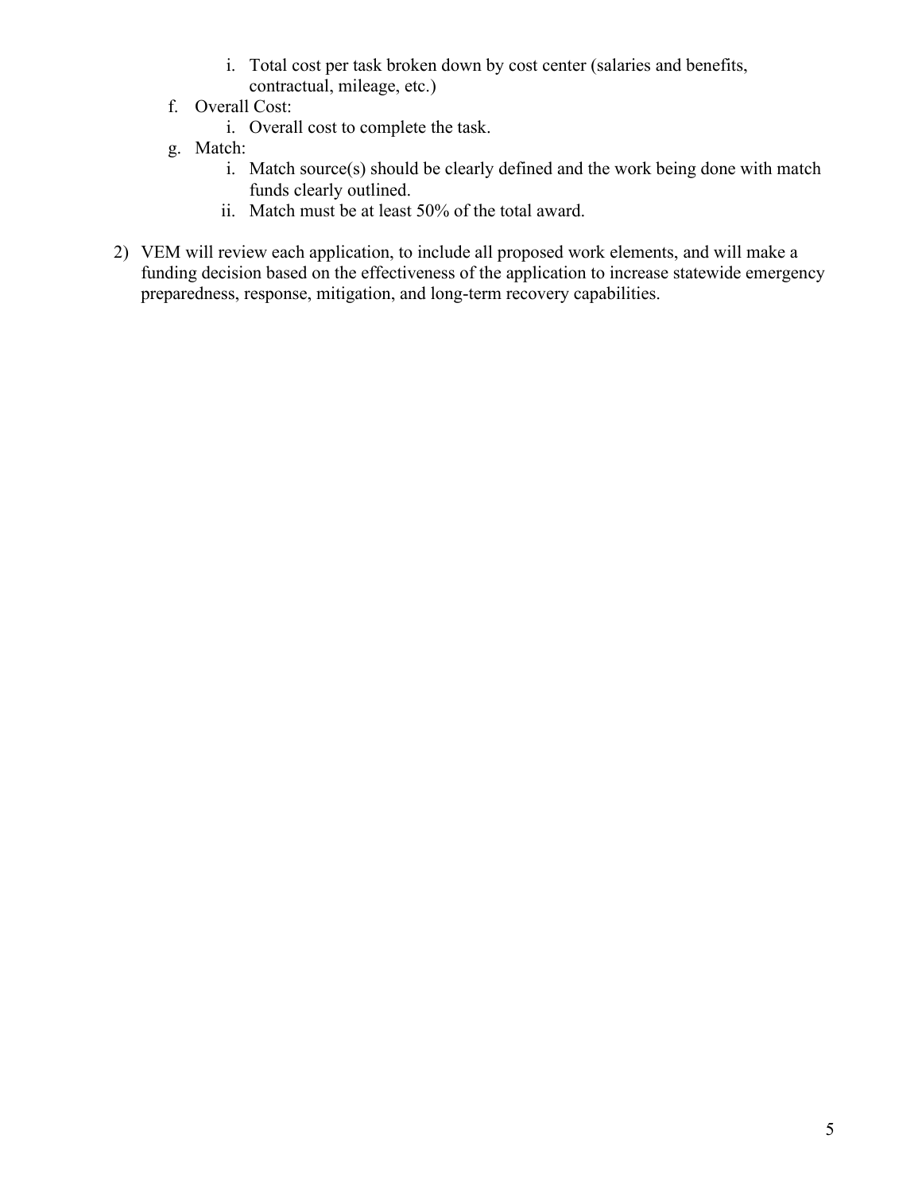i. Total cost per task broken down by cost center (salaries and benefits, contractual, mileage, etc.)

    f. Overall Cost:
        i. Overall cost to complete the task.

    g. Match:
        i. Match source(s) should be clearly defined and the work being done with match funds clearly outlined.
        ii. Match must be at least 50% of the total award.

2) VEM will review each application, to include all proposed work elements, and will make a funding decision based on the effectiveness of the application to increase statewide emergency preparedness, response, mitigation, and long-term recovery capabilities.